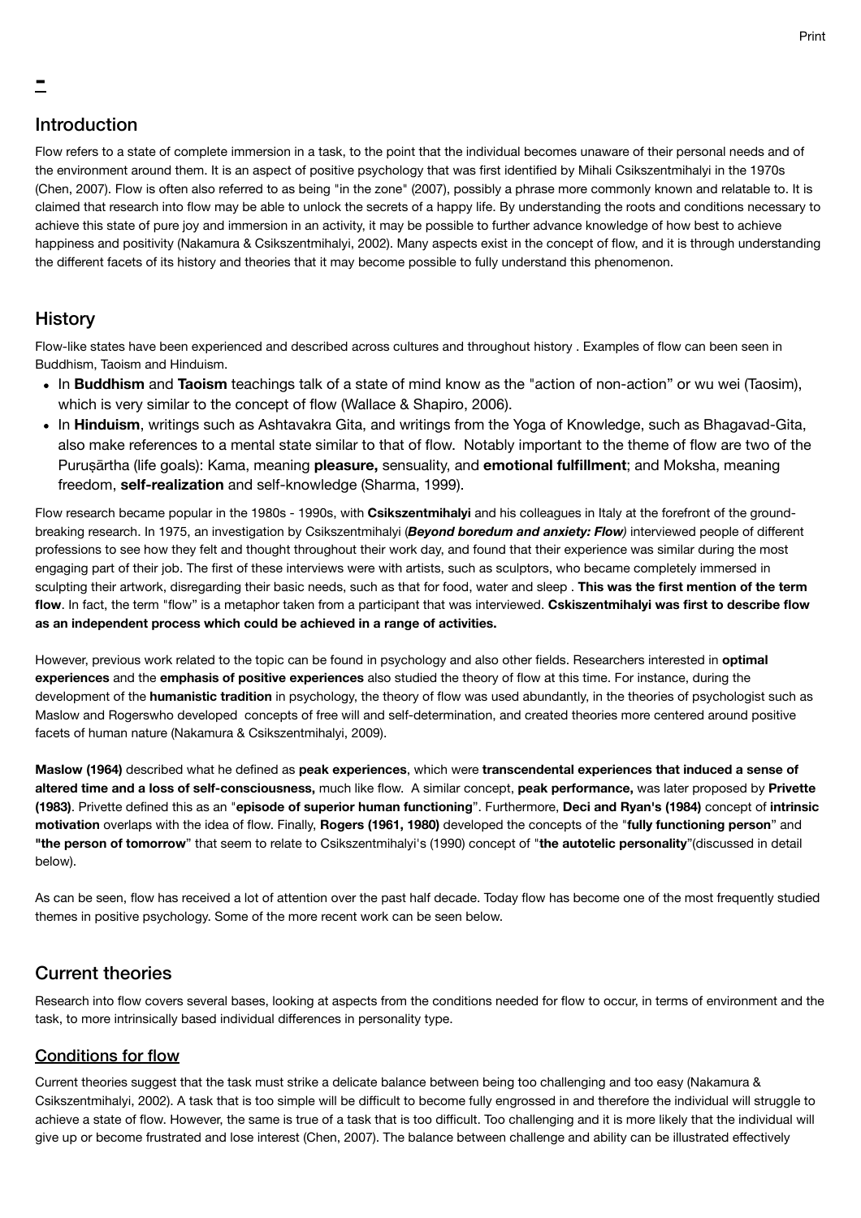## Introduction

Flow refers to a state of complete immersion in a task, to the point that the individual becomes unaware of their personal needs and of the environment around them. It is an aspect of positive psychology that was first identified by Mihali Csikszentmihalyi in the 1970s (Chen, 2007). Flow is often also referred to as being "in the zone" (2007), possibly a phrase more commonly known and relatable to. It is claimed that research into flow may be able to unlock the secrets of a happy life. By understanding the roots and conditions necessary to achieve this state of pure joy and immersion in an activity, it may be possible to further advance knowledge of how best to achieve happiness and positivity (Nakamura & Csikszentmihalyi, 2002). Many aspects exist in the concept of flow, and it is through understanding the different facets of its history and theories that it may become possible to fully understand this phenomenon.

## History

Flow-like states have been experienced and described across cultures and throughout history . Examples of flow can been seen in Buddhism, Taoism and Hinduism.

- In **Buddhism** and **Taoism** teachings talk of a state of mind know as the "action of non-action" or wu wei (Taosim), which is very similar to the concept of flow (Wallace & Shapiro, 2006).
- In **Hinduism**, writings such as Ashtavakra Gita, and writings from the Yoga of Knowledge, such as Bhagavad-Gita, also make references to a mental state similar to that of flow. Notably important to the theme of flow are two of the Puruṣārtha (life goals): Kama, meaning **pleasure,** sensuality, and **emotional fulfillment**; and Moksha, meaning freedom, **self-realization** and self-knowledge (Sharma, 1999).

Flow research became popular in the 1980s - 1990s, with **Csikszentmihalyi** and his colleagues in Italy at the forefront of the ground-breaking research. In 1975, an investigation by Csikszentmihalyi (***Beyond boredum and anxiety: Flow****)* interviewed people of different professions to see how they felt and thought throughout their work day, and found that their experience was similar during the most engaging part of their job. The first of these interviews were with artists, such as sculptors, who became completely immersed in sculpting their artwork, disregarding their basic needs, such as that for food, water and sleep . **This was the first mention of the term flow**. In fact, the term "flow" is a metaphor taken from a participant that was interviewed. **Cskiszentmihalyi was first to describe flow as an independent process which could be achieved in a range of activities.**

However, previous work related to the topic can be found in psychology and also other fields. Researchers interested in **optimal experiences** and the **emphasis of positive experiences** also studied the theory of flow at this time. For instance, during the development of the **humanistic tradition** in psychology, the theory of flow was used abundantly, in the theories of psychologist such as Maslow and Rogerswho developed concepts of free will and self-determination, and created theories more centered around positive facets of human nature (Nakamura & Csikszentmihalyi, 2009).

**Maslow (1964)** described what he defined as **peak experiences**, which were **transcendental experiences that induced a sense of altered time and a loss of self-consciousness,** much like flow. A similar concept, **peak performance,** was later proposed by **Privette (1983)**. Privette defined this as an "**episode of superior human functioning**". Furthermore, **Deci and Ryan's (1984)** concept of **intrinsic motivation** overlaps with the idea of flow. Finally, **Rogers (1961, 1980)** developed the concepts of the "**fully functioning person**" and **"the person of tomorrow**" that seem to relate to Csikszentmihalyi's (1990) concept of "**the autotelic personality**"(discussed in detail below).

As can be seen, flow has received a lot of attention over the past half decade. Today flow has become one of the most frequently studied themes in positive psychology. Some of the more recent work can be seen below.

## Current theories

Research into flow covers several bases, looking at aspects from the conditions needed for flow to occur, in terms of environment and the task, to more intrinsically based individual differences in personality type.

### Conditions for flow

Current theories suggest that the task must strike a delicate balance between being too challenging and too easy (Nakamura & Csikszentmihalyi, 2002). A task that is too simple will be difficult to become fully engrossed in and therefore the individual will struggle to achieve a state of flow. However, the same is true of a task that is too difficult. Too challenging and it is more likely that the individual will give up or become frustrated and lose interest (Chen, 2007). The balance between challenge and ability can be illustrated effectively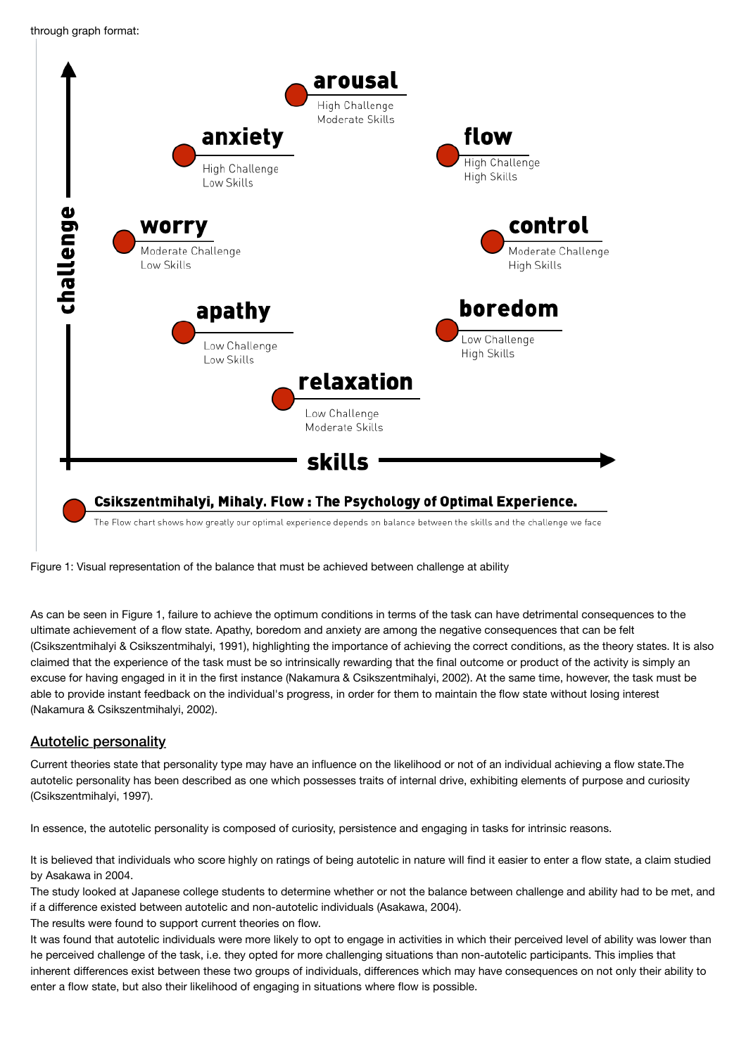through graph format:

**arousal**
High Challenge
Moderate Skills

**anxiety**
High Challenge
Low Skills

**flow**
High Challenge
High Skills

**worry**
Moderate Challenge
Low Skills

**control**
Moderate Challenge
High Skills

**apathy**
Low Challenge
Low Skills

**boredom**
Low Challenge
High Skills

**relaxation**
Low Challenge
Moderate Skills

challenge

skills

**Csikszentmihalyi, Mihaly. Flow : The Psychology of Optimal Experience.**

The Flow chart shows how greatly our optimal experience depends on balance between the skills and the challenge we face

Figure 1: Visual representation of the balance that must be achieved between challenge at ability

As can be seen in Figure 1, failure to achieve the optimum conditions in terms of the task can have detrimental consequences to the ultimate achievement of a flow state. Apathy, boredom and anxiety are among the negative consequences that can be felt (Csikszentmihalyi & Csikszentmihalyi, 1991), highlighting the importance of achieving the correct conditions, as the theory states. It is also claimed that the experience of the task must be so intrinsically rewarding that the final outcome or product of the activity is simply an excuse for having engaged in it in the first instance (Nakamura & Csikszentmihalyi, 2002). At the same time, however, the task must be able to provide instant feedback on the individual's progress, in order for them to maintain the flow state without losing interest (Nakamura & Csikszentmihalyi, 2002).

## Autotelic personality

Current theories state that personality type may have an influence on the likelihood or not of an individual achieving a flow state.The autotelic personality has been described as one which possesses traits of internal drive, exhibiting elements of purpose and curiosity (Csikszentmihalyi, 1997).

In essence, the autotelic personality is composed of curiosity, persistence and engaging in tasks for intrinsic reasons.

It is believed that individuals who score highly on ratings of being autotelic in nature will find it easier to enter a flow state, a claim studied by Asakawa in 2004.
The study looked at Japanese college students to determine whether or not the balance between challenge and ability had to be met, and if a difference existed between autotelic and non-autotelic individuals (Asakawa, 2004).
The results were found to support current theories on flow.
It was found that autotelic individuals were more likely to opt to engage in activities in which their perceived level of ability was lower than he perceived challenge of the task, i.e. they opted for more challenging situations than non-autotelic participants. This implies that inherent differences exist between these two groups of individuals, differences which may have consequences on not only their ability to enter a flow state, but also their likelihood of engaging in situations where flow is possible.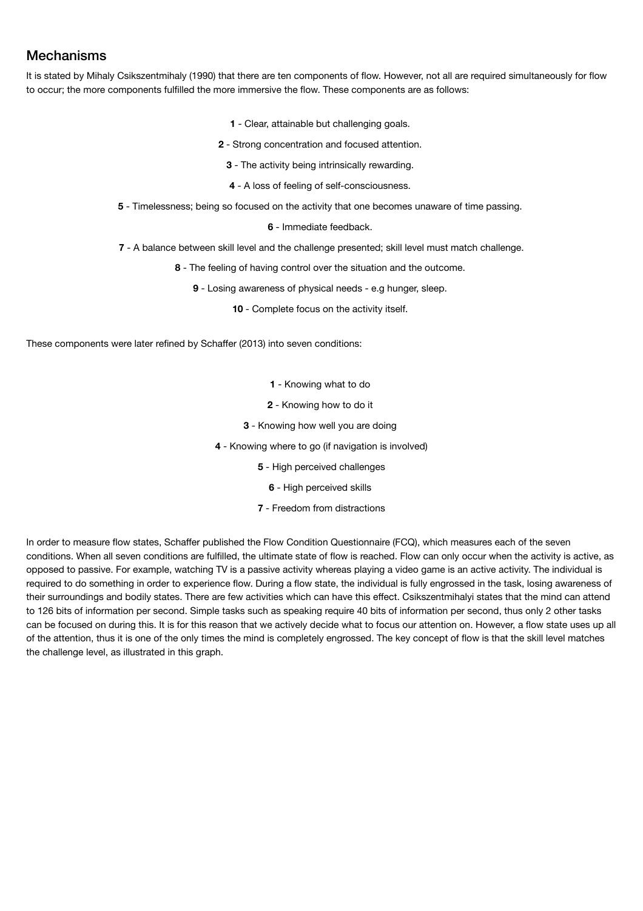## Mechanisms

It is stated by Mihaly Csikszentmihaly (1990) that there are ten components of flow. However, not all are required simultaneously for flow to occur; the more components fulfilled the more immersive the flow. These components are as follows:

**1** - Clear, attainable but challenging goals.

**2** - Strong concentration and focused attention.

**3** - The activity being intrinsically rewarding.

**4** - A loss of feeling of self-consciousness.

**5** - Timelessness; being so focused on the activity that one becomes unaware of time passing.

**6** - Immediate feedback.

**7** - A balance between skill level and the challenge presented; skill level must match challenge.

**8** - The feeling of having control over the situation and the outcome.

**9** - Losing awareness of physical needs - e.g hunger, sleep.

**10** - Complete focus on the activity itself.

These components were later refined by Schaffer (2013) into seven conditions:

**1** - Knowing what to do

**2** - Knowing how to do it

**3** - Knowing how well you are doing

**4** - Knowing where to go (if navigation is involved)

**5** - High perceived challenges

**6** - High perceived skills

**7** - Freedom from distractions

In order to measure flow states, Schaffer published the Flow Condition Questionnaire (FCQ), which measures each of the seven conditions. When all seven conditions are fulfilled, the ultimate state of flow is reached. Flow can only occur when the activity is active, as opposed to passive. For example, watching TV is a passive activity whereas playing a video game is an active activity. The individual is required to do something in order to experience flow. During a flow state, the individual is fully engrossed in the task, losing awareness of their surroundings and bodily states. There are few activities which can have this effect. Csikszentmihalyi states that the mind can attend to 126 bits of information per second. Simple tasks such as speaking require 40 bits of information per second, thus only 2 other tasks can be focused on during this. It is for this reason that we actively decide what to focus our attention on. However, a flow state uses up all of the attention, thus it is one of the only times the mind is completely engrossed. The key concept of flow is that the skill level matches the challenge level, as illustrated in this graph.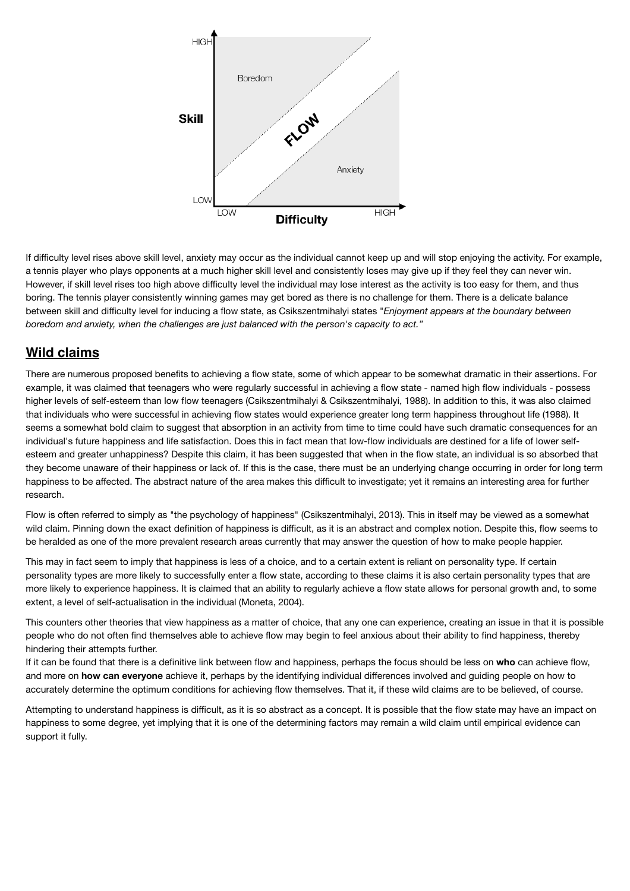If difficulty level rises above skill level, anxiety may occur as the individual cannot keep up and will stop enjoying the activity. For example, a tennis player who plays opponents at a much higher skill level and consistently loses may give up if they feel they can never win. However, if skill level rises too high above difficulty level the individual may lose interest as the activity is too easy for them, and thus boring. The tennis player consistently winning games may get bored as there is no challenge for them. There is a delicate balance between skill and difficulty level for inducing a flow state, as Csikszentmihalyi states "*Enjoyment appears at the boundary between boredom and anxiety, when the challenges are just balanced with the person's capacity to act."*

## Wild claims

There are numerous proposed benefits to achieving a flow state, some of which appear to be somewhat dramatic in their assertions. For example, it was claimed that teenagers who were regularly successful in achieving a flow state - named high flow individuals - possess higher levels of self-esteem than low flow teenagers (Csikszentmihalyi & Csikszentmihalyi, 1988). In addition to this, it was also claimed that individuals who were successful in achieving flow states would experience greater long term happiness throughout life (1988). It seems a somewhat bold claim to suggest that absorption in an activity from time to time could have such dramatic consequences for an individual's future happiness and life satisfaction. Does this in fact mean that low-flow individuals are destined for a life of lower self-esteem and greater unhappiness? Despite this claim, it has been suggested that when in the flow state, an individual is so absorbed that they become unaware of their happiness or lack of. If this is the case, there must be an underlying change occurring in order for long term happiness to be affected. The abstract nature of the area makes this difficult to investigate; yet it remains an interesting area for further research.

Flow is often referred to simply as "the psychology of happiness" (Csikszentmihalyi, 2013). This in itself may be viewed as a somewhat wild claim. Pinning down the exact definition of happiness is difficult, as it is an abstract and complex notion. Despite this, flow seems to be heralded as one of the more prevalent research areas currently that may answer the question of how to make people happier.

This may in fact seem to imply that happiness is less of a choice, and to a certain extent is reliant on personality type. If certain personality types are more likely to successfully enter a flow state, according to these claims it is also certain personality types that are more likely to experience happiness. It is claimed that an ability to regularly achieve a flow state allows for personal growth and, to some extent, a level of self-actualisation in the individual (Moneta, 2004).

This counters other theories that view happiness as a matter of choice, that any one can experience, creating an issue in that it is possible people who do not often find themselves able to achieve flow may begin to feel anxious about their ability to find happiness, thereby hindering their attempts further.
If it can be found that there is a definitive link between flow and happiness, perhaps the focus should be less on **who** can achieve flow, and more on **how can everyone** achieve it, perhaps by the identifying individual differences involved and guiding people on how to accurately determine the optimum conditions for achieving flow themselves. That it, if these wild claims are to be believed, of course.

Attempting to understand happiness is difficult, as it is so abstract as a concept. It is possible that the flow state may have an impact on happiness to some degree, yet implying that it is one of the determining factors may remain a wild claim until empirical evidence can support it fully.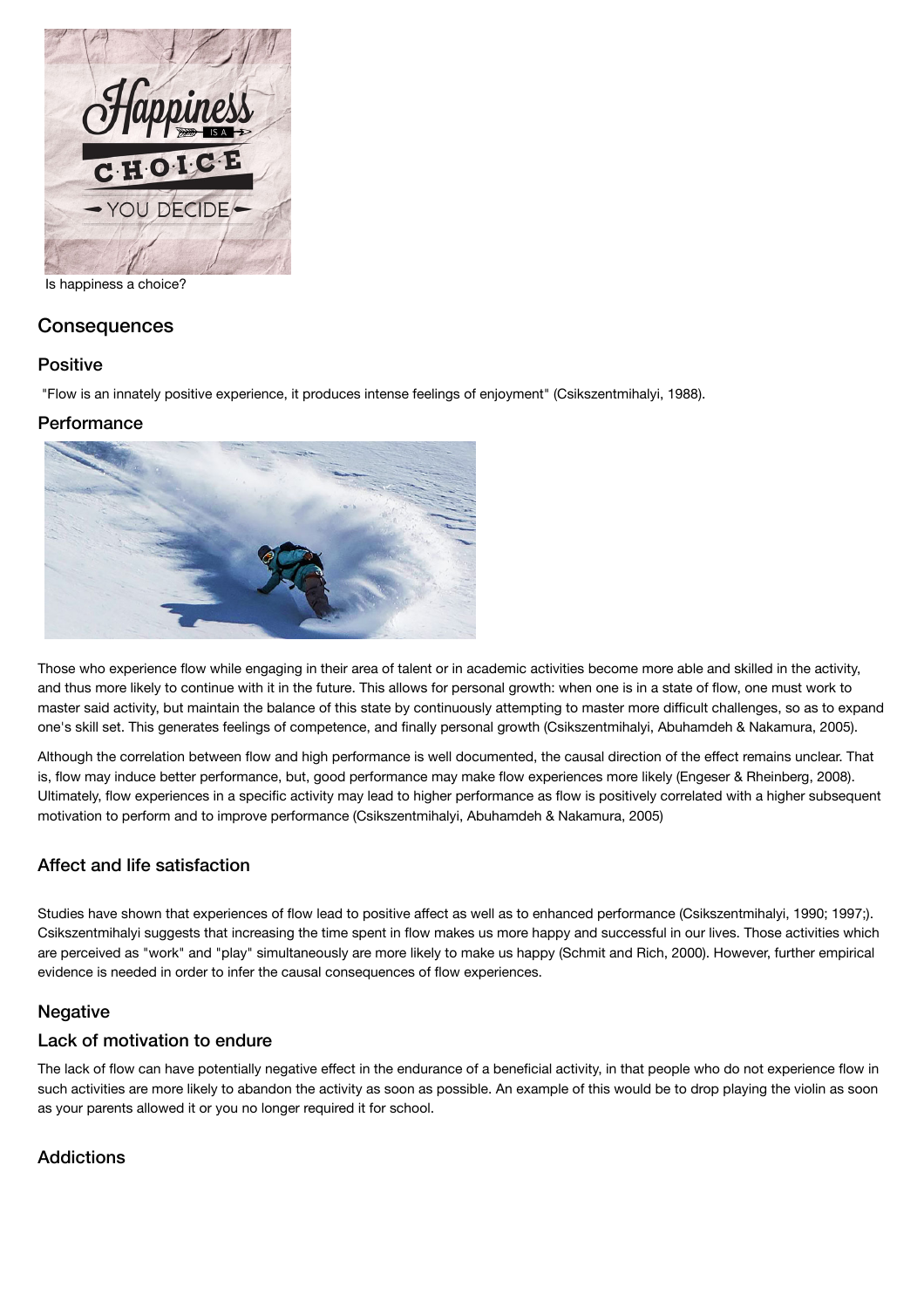Is happiness a choice?

## Consequences

### Positive

"Flow is an innately positive experience, it produces intense feelings of enjoyment" (Csikszentmihalyi, 1988).

### Performance

Those who experience flow while engaging in their area of talent or in academic activities become more able and skilled in the activity, and thus more likely to continue with it in the future. This allows for personal growth: when one is in a state of flow, one must work to master said activity, but maintain the balance of this state by continuously attempting to master more difficult challenges, so as to expand one's skill set. This generates feelings of competence, and finally personal growth (Csikszentmihalyi, Abuhamdeh & Nakamura, 2005).

Although the correlation between flow and high performance is well documented, the causal direction of the effect remains unclear. That is, flow may induce better performance, but, good performance may make flow experiences more likely (Engeser & Rheinberg, 2008). Ultimately, flow experiences in a specific activity may lead to higher performance as flow is positively correlated with a higher subsequent motivation to perform and to improve performance (Csikszentmihalyi, Abuhamdeh & Nakamura, 2005)

### Affect and life satisfaction

Studies have shown that experiences of flow lead to positive affect as well as to enhanced performance (Csikszentmihalyi, 1990; 1997;). Csikszentmihalyi suggests that increasing the time spent in flow makes us more happy and successful in our lives. Those activities which are perceived as "work" and "play" simultaneously are more likely to make us happy (Schmit and Rich, 2000). However, further empirical evidence is needed in order to infer the causal consequences of flow experiences.

### Negative

### Lack of motivation to endure

The lack of flow can have potentially negative effect in the endurance of a beneficial activity, in that people who do not experience flow in such activities are more likely to abandon the activity as soon as possible. An example of this would be to drop playing the violin as soon as your parents allowed it or you no longer required it for school.

### Addictions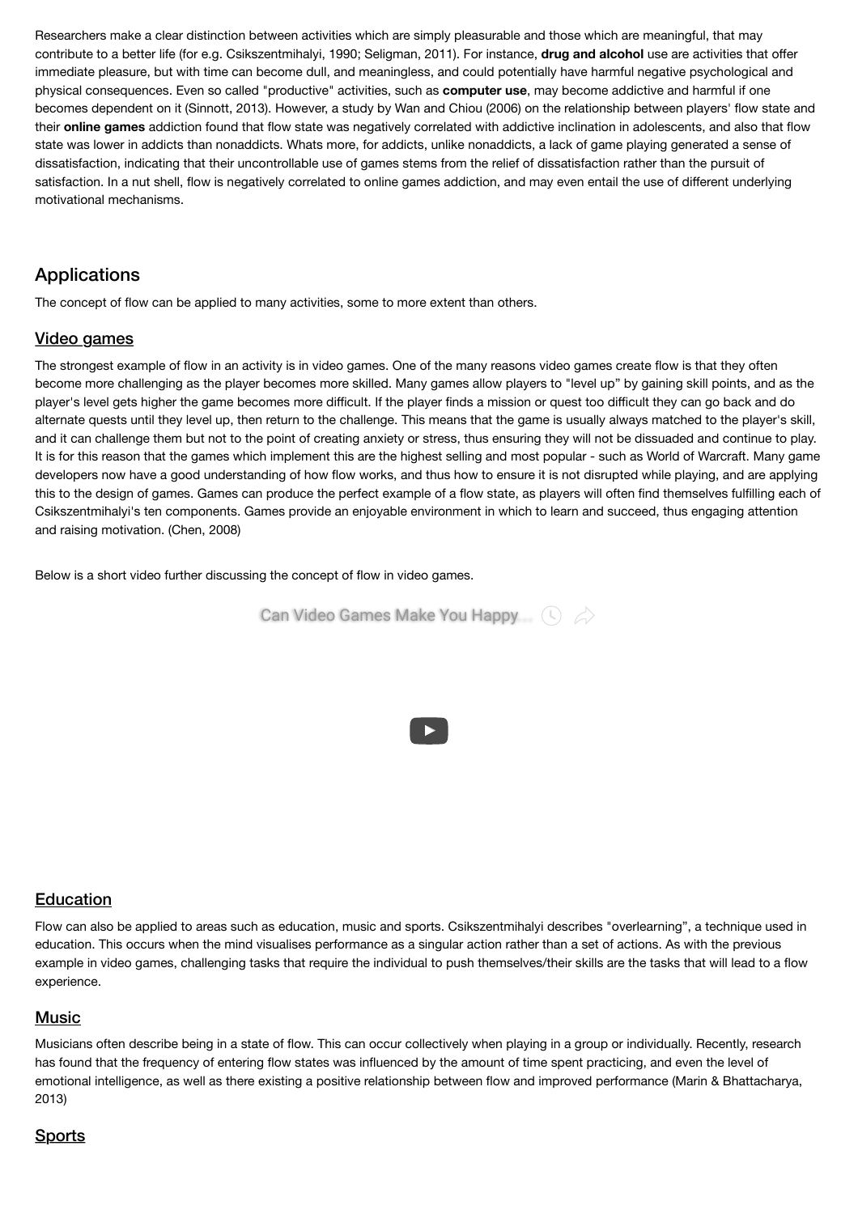Researchers make a clear distinction between activities which are simply pleasurable and those which are meaningful, that may contribute to a better life (for e.g. Csikszentmihalyi, 1990; Seligman, 2011). For instance, **drug and alcohol** use are activities that offer immediate pleasure, but with time can become dull, and meaningless, and could potentially have harmful negative psychological and physical consequences. Even so called "productive" activities, such as **computer use**, may become addictive and harmful if one becomes dependent on it (Sinnott, 2013). However, a study by Wan and Chiou (2006) on the relationship between players' flow state and their **online games** addiction found that flow state was negatively correlated with addictive inclination in adolescents, and also that flow state was lower in addicts than nonaddicts. Whats more, for addicts, unlike nonaddicts, a lack of game playing generated a sense of dissatisfaction, indicating that their uncontrollable use of games stems from the relief of dissatisfaction rather than the pursuit of satisfaction. In a nut shell, flow is negatively correlated to online games addiction, and may even entail the use of different underlying motivational mechanisms.

## Applications

The concept of flow can be applied to many activities, some to more extent than others.

### Video games

The strongest example of flow in an activity is in video games. One of the many reasons video games create flow is that they often become more challenging as the player becomes more skilled. Many games allow players to "level up" by gaining skill points, and as the player's level gets higher the game becomes more difficult. If the player finds a mission or quest too difficult they can go back and do alternate quests until they level up, then return to the challenge. This means that the game is usually always matched to the player's skill, and it can challenge them but not to the point of creating anxiety or stress, thus ensuring they will not be dissuaded and continue to play. It is for this reason that the games which implement this are the highest selling and most popular - such as World of Warcraft. Many game developers now have a good understanding of how flow works, and thus how to ensure it is not disrupted while playing, and are applying this to the design of games. Games can produce the perfect example of a flow state, as players will often find themselves fulfilling each of Csikszentmihalyi's ten components. Games provide an enjoyable environment in which to learn and succeed, thus engaging attention and raising motivation. (Chen, 2008)

Below is a short video further discussing the concept of flow in video games.

Can Video Games Make You Happy...

### Education

Flow can also be applied to areas such as education, music and sports. Csikszentmihalyi describes "overlearning", a technique used in education. This occurs when the mind visualises performance as a singular action rather than a set of actions. As with the previous example in video games, challenging tasks that require the individual to push themselves/their skills are the tasks that will lead to a flow experience.

### Music

Musicians often describe being in a state of flow. This can occur collectively when playing in a group or individually. Recently, research has found that the frequency of entering flow states was influenced by the amount of time spent practicing, and even the level of emotional intelligence, as well as there existing a positive relationship between flow and improved performance (Marin & Bhattacharya, 2013)

### Sports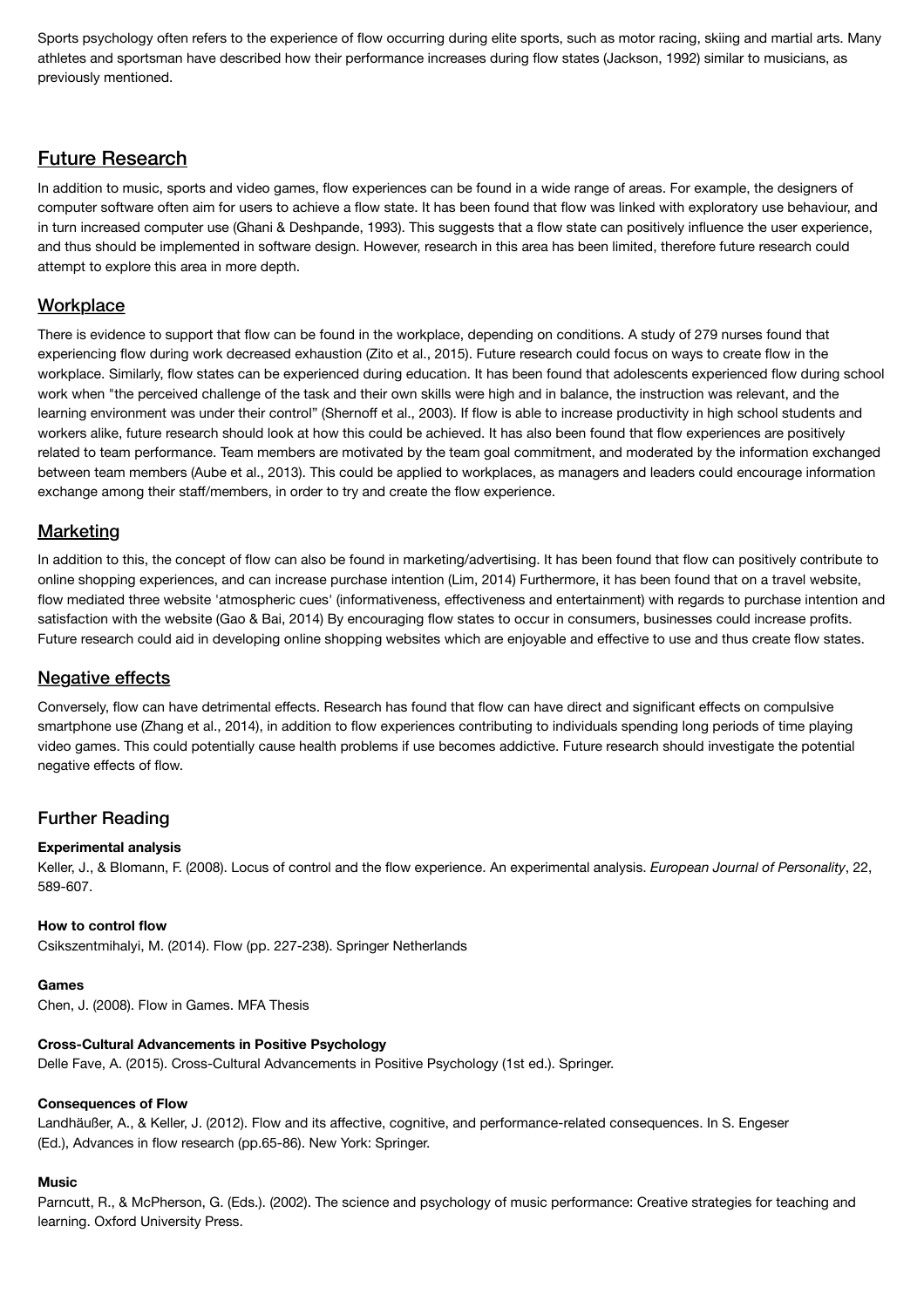Sports psychology often refers to the experience of flow occurring during elite sports, such as motor racing, skiing and martial arts. Many athletes and sportsman have described how their performance increases during flow states (Jackson, 1992) similar to musicians, as previously mentioned.

## Future Research

In addition to music, sports and video games, flow experiences can be found in a wide range of areas. For example, the designers of computer software often aim for users to achieve a flow state. It has been found that flow was linked with exploratory use behaviour, and in turn increased computer use (Ghani & Deshpande, 1993). This suggests that a flow state can positively influence the user experience, and thus should be implemented in software design. However, research in this area has been limited, therefore future research could attempt to explore this area in more depth.

### Workplace

There is evidence to support that flow can be found in the workplace, depending on conditions. A study of 279 nurses found that experiencing flow during work decreased exhaustion (Zito et al., 2015). Future research could focus on ways to create flow in the workplace. Similarly, flow states can be experienced during education. It has been found that adolescents experienced flow during school work when "the perceived challenge of the task and their own skills were high and in balance, the instruction was relevant, and the learning environment was under their control" (Shernoff et al., 2003). If flow is able to increase productivity in high school students and workers alike, future research should look at how this could be achieved. It has also been found that flow experiences are positively related to team performance. Team members are motivated by the team goal commitment, and moderated by the information exchanged between team members (Aube et al., 2013). This could be applied to workplaces, as managers and leaders could encourage information exchange among their staff/members, in order to try and create the flow experience.

### Marketing

In addition to this, the concept of flow can also be found in marketing/advertising. It has been found that flow can positively contribute to online shopping experiences, and can increase purchase intention (Lim, 2014) Furthermore, it has been found that on a travel website, flow mediated three website 'atmospheric cues' (informativeness, effectiveness and entertainment) with regards to purchase intention and satisfaction with the website (Gao & Bai, 2014) By encouraging flow states to occur in consumers, businesses could increase profits. Future research could aid in developing online shopping websites which are enjoyable and effective to use and thus create flow states.

### Negative effects

Conversely, flow can have detrimental effects. Research has found that flow can have direct and significant effects on compulsive smartphone use (Zhang et al., 2014), in addition to flow experiences contributing to individuals spending long periods of time playing video games. This could potentially cause health problems if use becomes addictive. Future research should investigate the potential negative effects of flow.

## Further Reading

**Experimental analysis**

Keller, J., & Blomann, F. (2008). Locus of control and the flow experience. An experimental analysis. *European Journal of Personality*, 22, 589-607.

**How to control flow**

Csikszentmihalyi, M. (2014). Flow (pp. 227-238). Springer Netherlands

**Games**

Chen, J. (2008). Flow in Games. MFA Thesis

**Cross-Cultural Advancements in Positive Psychology**

Delle Fave, A. (2015). Cross-Cultural Advancements in Positive Psychology (1st ed.). Springer.

**Consequences of Flow**

Landhäußer, A., & Keller, J. (2012). Flow and its affective, cognitive, and performance-related consequences. In S. Engeser (Ed.), Advances in flow research (pp.65-86). New York: Springer.

**Music**

Parncutt, R., & McPherson, G. (Eds.). (2002). The science and psychology of music performance: Creative strategies for teaching and learning. Oxford University Press.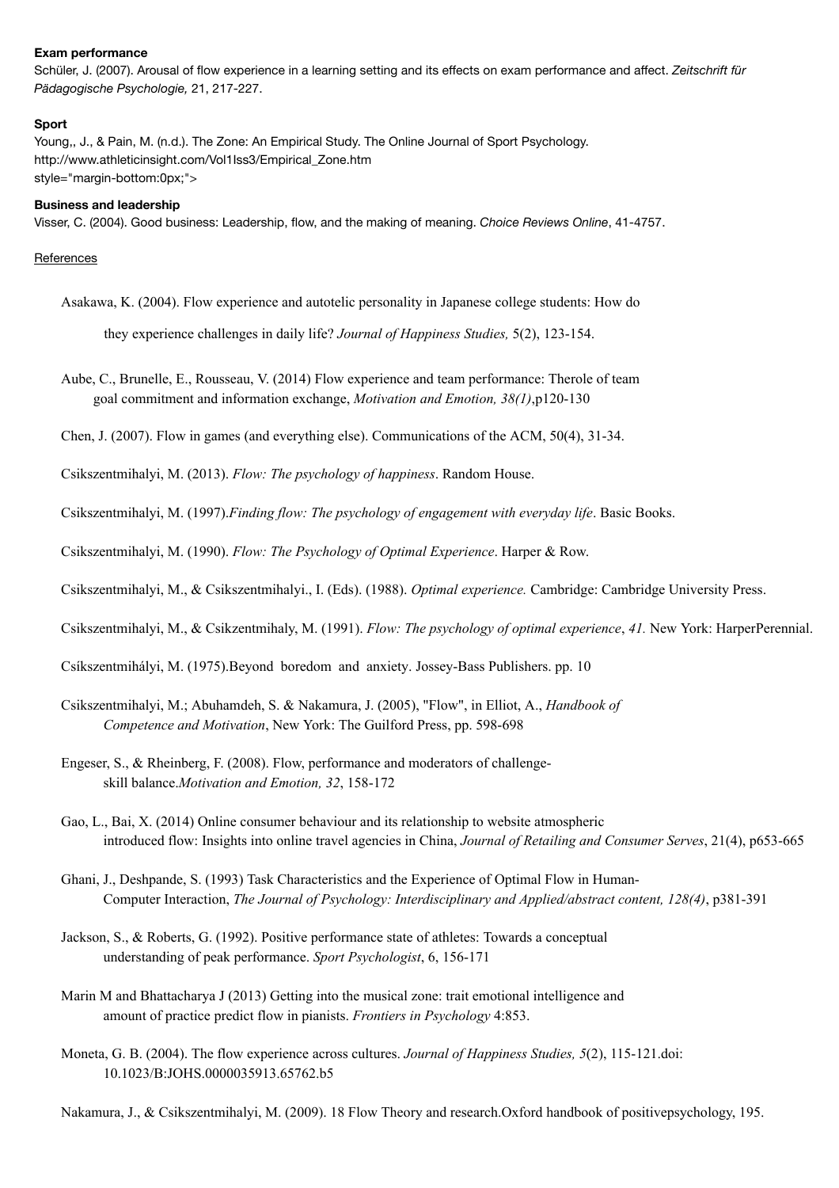**Exam performance**

Schüler, J. (2007). Arousal of flow experience in a learning setting and its effects on exam performance and affect. *Zeitschrift für Pädagogische Psychologie,* 21, 217-227.

**Sport**

Young,, J., & Pain, M. (n.d.). The Zone: An Empirical Study. The Online Journal of Sport Psychology. http://www.athleticinsight.com/Vol1Iss3/Empirical_Zone.htm style="margin-bottom:0px;">

**Business and leadership**

Visser, C. (2004). Good business: Leadership, flow, and the making of meaning. *Choice Reviews Online*, 41-4757.

References

Asakawa, K. (2004). Flow experience and autotelic personality in Japanese college students: How do they experience challenges in daily life? *Journal of Happiness Studies,* 5(2), 123-154.

Aube, C., Brunelle, E., Rousseau, V. (2014) Flow experience and team performance: Therole of team goal commitment and information exchange, *Motivation and Emotion, 38(1)*,p120-130

Chen, J. (2007). Flow in games (and everything else). Communications of the ACM, 50(4), 31-34.

Csikszentmihalyi, M. (2013). *Flow: The psychology of happiness*. Random House.

Csikszentmihalyi, M. (1997).*Finding flow: The psychology of engagement with everyday life*. Basic Books.

Csikszentmihalyi, M. (1990). *Flow: The Psychology of Optimal Experience*. Harper & Row.

Csikszentmihalyi, M., & Csikszentmihalyi., I. (Eds). (1988). *Optimal experience.* Cambridge: Cambridge University Press.

Csikszentmihalyi, M., & Csikzentmihaly, M. (1991). *Flow: The psychology of optimal experience*, *41.* New York: HarperPerennial.

Csíkszentmihályi, M. (1975).Beyond boredom and anxiety. Jossey-Bass Publishers. pp. 10

Csikszentmihalyi, M.; Abuhamdeh, S. & Nakamura, J. (2005), "Flow", in Elliot, A., *Handbook of Competence and Motivation*, New York: The Guilford Press, pp. 598-698

Engeser, S., & Rheinberg, F. (2008). Flow, performance and moderators of challenge-skill balance.*Motivation and Emotion, 32*, 158-172

Gao, L., Bai, X. (2014) Online consumer behaviour and its relationship to website atmospheric introduced flow: Insights into online travel agencies in China, *Journal of Retailing and Consumer Serves*, 21(4), p653-665

Ghani, J., Deshpande, S. (1993) Task Characteristics and the Experience of Optimal Flow in Human-Computer Interaction, *The Journal of Psychology: Interdisciplinary and Applied/abstract content, 128(4)*, p381-391

Jackson, S., & Roberts, G. (1992). Positive performance state of athletes: Towards a conceptual understanding of peak performance. *Sport Psychologist*, 6, 156-171

Marin M and Bhattacharya J (2013) Getting into the musical zone: trait emotional intelligence and amount of practice predict flow in pianists. *Frontiers in Psychology* 4:853.

Moneta, G. B. (2004). The flow experience across cultures. *Journal of Happiness Studies, 5*(2), 115-121.doi: 10.1023/B:JOHS.0000035913.65762.b5

Nakamura, J., & Csikszentmihalyi, M. (2009). 18 Flow Theory and research.Oxford handbook of positivepsychology, 195.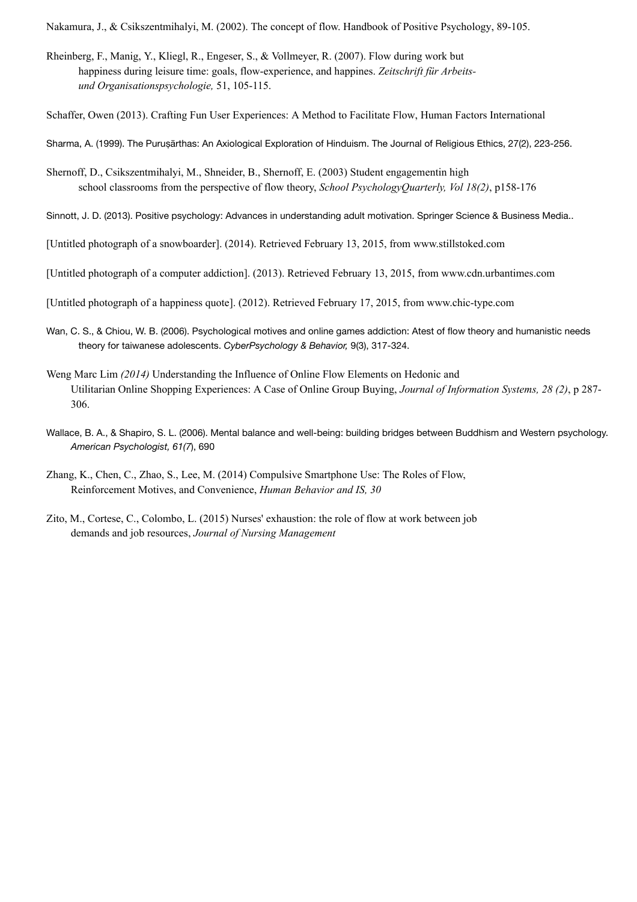Nakamura, J., & Csikszentmihalyi, M. (2002). The concept of flow. Handbook of Positive Psychology, 89-105.

Rheinberg, F., Manig, Y., Kliegl, R., Engeser, S., & Vollmeyer, R. (2007). Flow during work but happiness during leisure time: goals, flow-experience, and happines. *Zeitschrift für Arbeits- und Organisationspsychologie,* 51, 105-115.

Schaffer, Owen (2013). Crafting Fun User Experiences: A Method to Facilitate Flow, Human Factors International

Sharma, A. (1999). The Puruṣārthas: An Axiological Exploration of Hinduism. The Journal of Religious Ethics, 27(2), 223-256.

Shernoff, D., Csikszentmihalyi, M., Shneider, B., Shernoff, E. (2003) Student engagementin high school classrooms from the perspective of flow theory, *School PsychologyQuarterly, Vol 18(2)*, p158-176

Sinnott, J. D. (2013). Positive psychology: Advances in understanding adult motivation. Springer Science & Business Media..

[Untitled photograph of a snowboarder]. (2014). Retrieved February 13, 2015, from www.stillstoked.com

[Untitled photograph of a computer addiction]. (2013). Retrieved February 13, 2015, from www.cdn.urbantimes.com

[Untitled photograph of a happiness quote]. (2012). Retrieved February 17, 2015, from www.chic-type.com

Wan, C. S., & Chiou, W. B. (2006). Psychological motives and online games addiction: Atest of flow theory and humanistic needs theory for taiwanese adolescents. *CyberPsychology & Behavior,* 9(3), 317-324.

Weng Marc Lim *(2014)* Understanding the Influence of Online Flow Elements on Hedonic and Utilitarian Online Shopping Experiences: A Case of Online Group Buying, *Journal of Information Systems, 28 (2)*, p 287-306.

Wallace, B. A., & Shapiro, S. L. (2006). Mental balance and well-being: building bridges between Buddhism and Western psychology. *American Psychologist, 61(7*), 690

Zhang, K., Chen, C., Zhao, S., Lee, M. (2014) Compulsive Smartphone Use: The Roles of Flow, Reinforcement Motives, and Convenience, *Human Behavior and IS, 30*

Zito, M., Cortese, C., Colombo, L. (2015) Nurses' exhaustion: the role of flow at work between job demands and job resources, *Journal of Nursing Management*